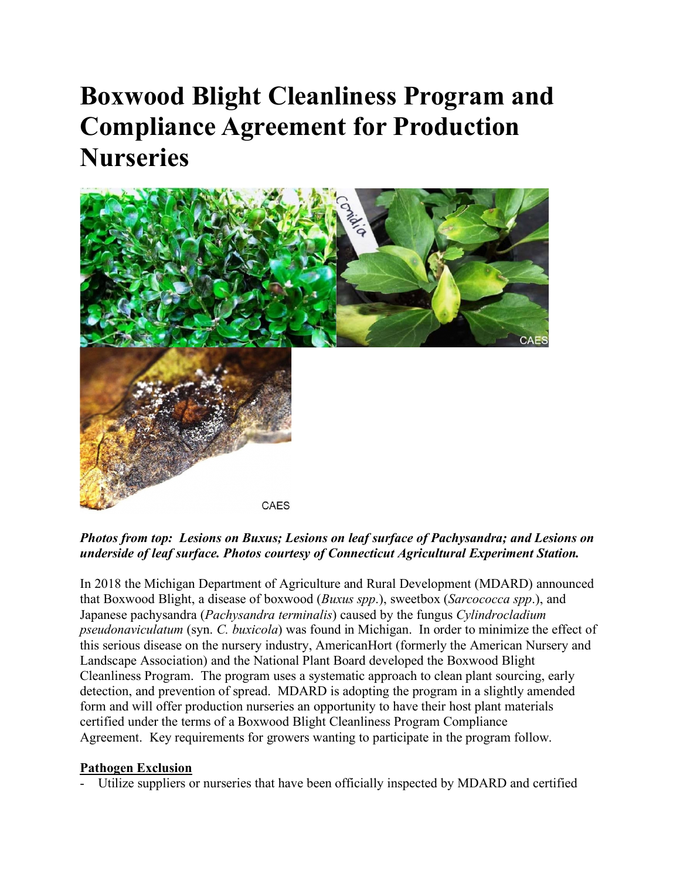# Boxwood Blight Cleanliness Program and Compliance Agreement for Production Nurseries

***Photos from top: Lesions on Buxus; Lesions on leaf surface of Pachysandra; and Lesions on underside of leaf surface. Photos courtesy of Connecticut Agricultural Experiment Station.***

In 2018 the Michigan Department of Agriculture and Rural Development (MDARD) announced that Boxwood Blight, a disease of boxwood (*Buxus spp*.), sweetbox (*Sarcococca spp*.), and Japanese pachysandra (*Pachysandra terminalis*) caused by the fungus *Cylindrocladium pseudonaviculatum* (syn. *C. buxicola*) was found in Michigan. In order to minimize the effect of this serious disease on the nursery industry, AmericanHort (formerly the American Nursery and Landscape Association) and the National Plant Board developed the Boxwood Blight Cleanliness Program. The program uses a systematic approach to clean plant sourcing, early detection, and prevention of spread. MDARD is adopting the program in a slightly amended form and will offer production nurseries an opportunity to have their host plant materials certified under the terms of a Boxwood Blight Cleanliness Program Compliance Agreement. Key requirements for growers wanting to participate in the program follow.

**<u>Pathogen Exclusion</u>**

- Utilize suppliers or nurseries that have been officially inspected by MDARD and certified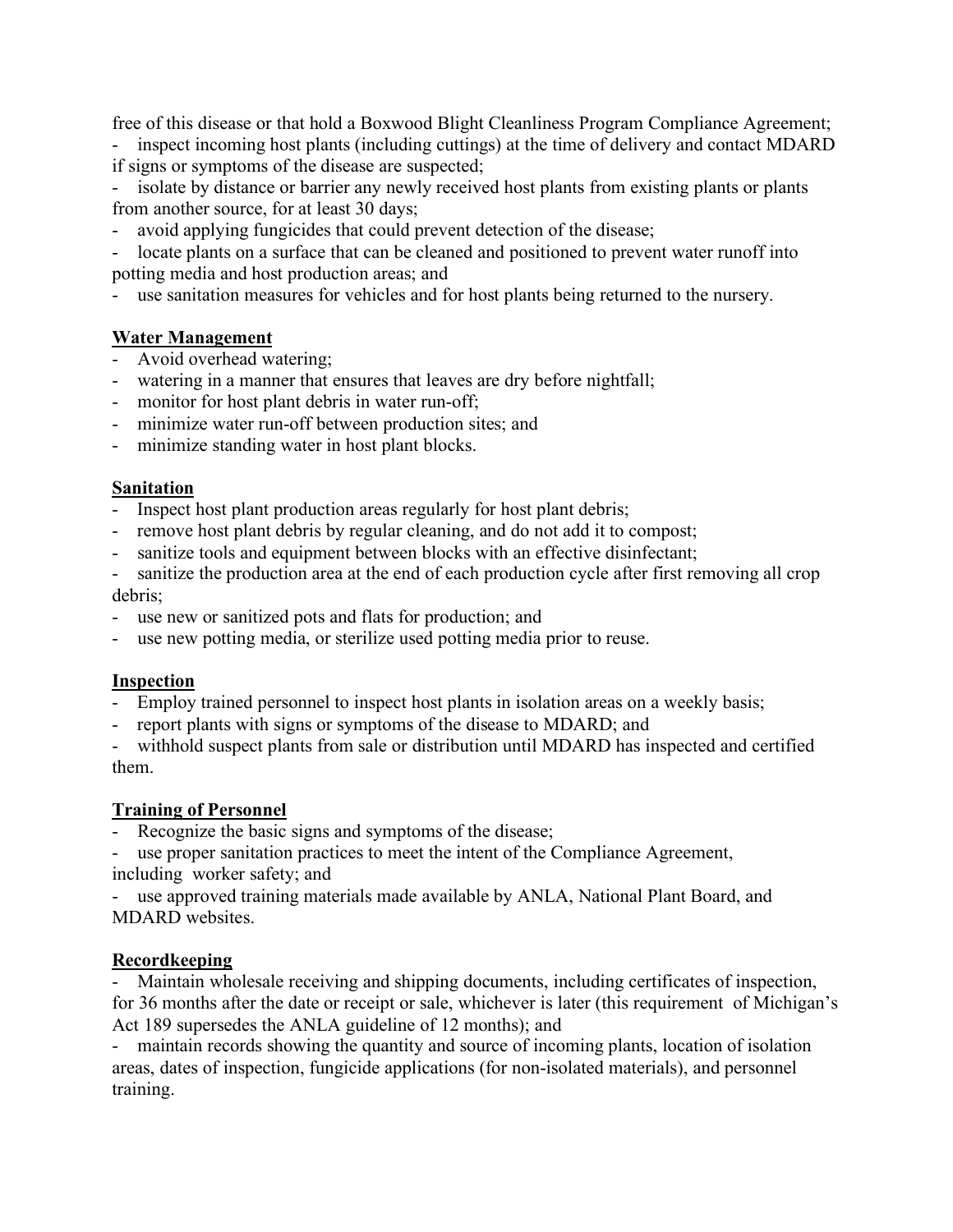free of this disease or that hold a Boxwood Blight Cleanliness Program Compliance Agreement;

- inspect incoming host plants (including cuttings) at the time of delivery and contact MDARD if signs or symptoms of the disease are suspected;
- isolate by distance or barrier any newly received host plants from existing plants or plants from another source, for at least 30 days;
- avoid applying fungicides that could prevent detection of the disease;
- locate plants on a surface that can be cleaned and positioned to prevent water runoff into potting media and host production areas; and
- use sanitation measures for vehicles and for host plants being returned to the nursery.

**Water Management**

- Avoid overhead watering;
- watering in a manner that ensures that leaves are dry before nightfall;
- monitor for host plant debris in water run-off;
- minimize water run-off between production sites; and
- minimize standing water in host plant blocks.

**Sanitation**

- Inspect host plant production areas regularly for host plant debris;
- remove host plant debris by regular cleaning, and do not add it to compost;
- sanitize tools and equipment between blocks with an effective disinfectant;
- sanitize the production area at the end of each production cycle after first removing all crop debris;
- use new or sanitized pots and flats for production; and
- use new potting media, or sterilize used potting media prior to reuse.

**Inspection**

- Employ trained personnel to inspect host plants in isolation areas on a weekly basis;
- report plants with signs or symptoms of the disease to MDARD; and
- withhold suspect plants from sale or distribution until MDARD has inspected and certified them.

**Training of Personnel**

- Recognize the basic signs and symptoms of the disease;
- use proper sanitation practices to meet the intent of the Compliance Agreement, including worker safety; and
- use approved training materials made available by ANLA, National Plant Board, and MDARD websites.

**Recordkeeping**

- Maintain wholesale receiving and shipping documents, including certificates of inspection, for 36 months after the date or receipt or sale, whichever is later (this requirement of Michigan's Act 189 supersedes the ANLA guideline of 12 months); and
- maintain records showing the quantity and source of incoming plants, location of isolation areas, dates of inspection, fungicide applications (for non-isolated materials), and personnel training.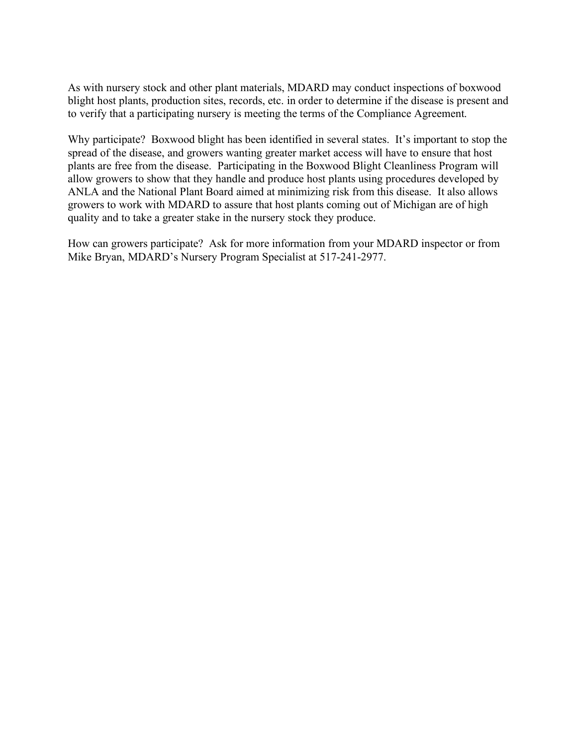As with nursery stock and other plant materials, MDARD may conduct inspections of boxwood blight host plants, production sites, records, etc. in order to determine if the disease is present and to verify that a participating nursery is meeting the terms of the Compliance Agreement.

Why participate? Boxwood blight has been identified in several states. It's important to stop the spread of the disease, and growers wanting greater market access will have to ensure that host plants are free from the disease. Participating in the Boxwood Blight Cleanliness Program will allow growers to show that they handle and produce host plants using procedures developed by ANLA and the National Plant Board aimed at minimizing risk from this disease. It also allows growers to work with MDARD to assure that host plants coming out of Michigan are of high quality and to take a greater stake in the nursery stock they produce.

How can growers participate? Ask for more information from your MDARD inspector or from Mike Bryan, MDARD's Nursery Program Specialist at 517-241-2977.